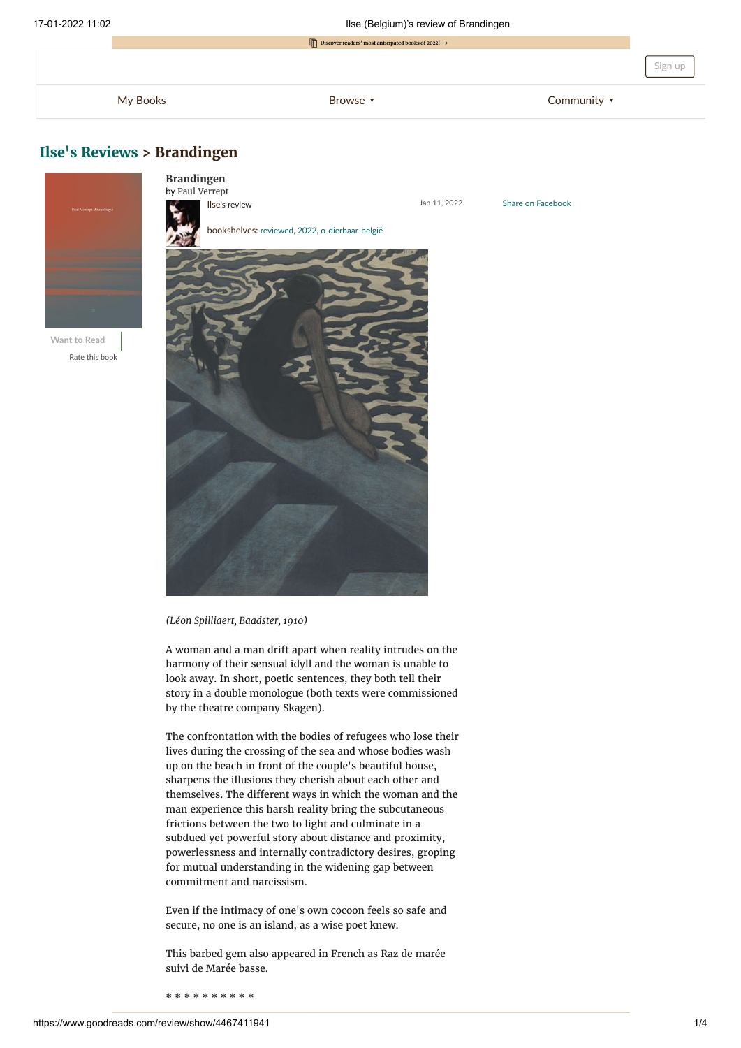# Ilse's Reviews > Brandingen

**Brandingen**
by Paul Verrept

Ilse's review — Jan 11, 2022

bookshelves: reviewed, 2022, o-dierbaar-belgië

*(Léon Spilliaert, Baadster, 1910)*

A woman and a man drift apart when reality intrudes on the harmony of their sensual idyll and the woman is unable to look away. In short, poetic sentences, they both tell their story in a double monologue (both texts were commissioned by the theatre company Skagen).

The confrontation with the bodies of refugees who lose their lives during the crossing of the sea and whose bodies wash up on the beach in front of the couple's beautiful house, sharpens the illusions they cherish about each other and themselves. The different ways in which the woman and the man experience this harsh reality bring the subcutaneous frictions between the two to light and culminate in a subdued yet powerful story about distance and proximity, powerlessness and internally contradictory desires, groping for mutual understanding in the widening gap between commitment and narcissism.

Even if the intimacy of one's own cocoon feels so safe and secure, no one is an island, as a wise poet knew.

This barbed gem also appeared in French as Raz de marée suivi de Marée basse.

* * * * * * * * * * *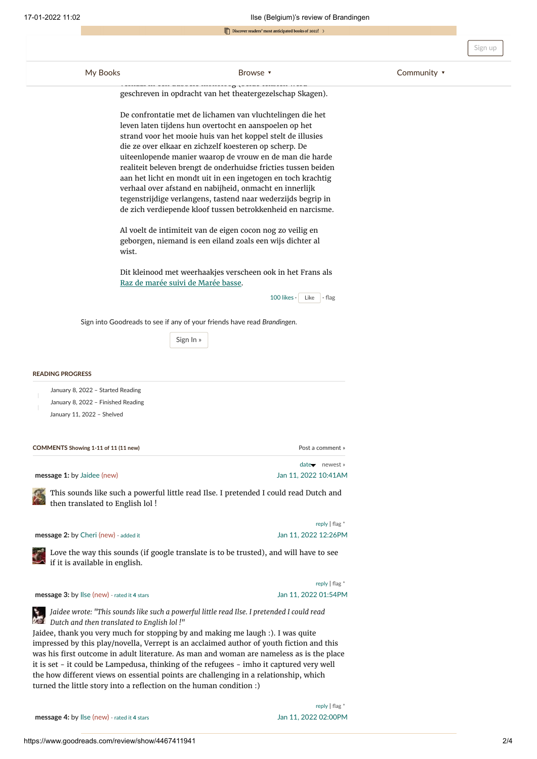geschreven in opdracht van het theatergezelschap Skagen).

De confrontatie met de lichamen van vluchtelingen die het leven laten tijdens hun overtocht en aanspoelen op het strand voor het mooie huis van het koppel stelt de illusies die ze over elkaar en zichzelf koesteren op scherp. De uiteenlopende manier waarop de vrouw en de man die harde realiteit beleven brengt de onderhuidse fricties tussen beiden aan het licht en mondt uit in een ingetogen en toch krachtig verhaal over afstand en nabijheid, onmacht en innerlijk tegenstrijdige verlangens, tastend naar wederzijds begrip in de zich verdiepende kloof tussen betrokkenheid en narcisme.

Al voelt de intimiteit van de eigen cocon nog zo veilig en geborgen, niemand is een eiland zoals een wijs dichter al wist.

Dit kleinood met weerhaakjes verscheen ook in het Frans als Raz de marée suivi de Marée basse.

100 likes · Like · flag

Sign into Goodreads to see if any of your friends have read *Brandingen*.

Sign In »

**READING PROGRESS**

- January 8, 2022 – Started Reading
- January 8, 2022 – Finished Reading
- January 11, 2022 – Shelved

**COMMENTS** Showing 1-11 of 11 (11 new)

Post a comment »

date newest »

**message 1:** by Jaidee (new) — Jan 11, 2022 10:41AM

This sounds like such a powerful little read Ilse. I pretended I could read Dutch and then translated to English lol !

reply | flag *

**message 2:** by Cheri (new) - added it — Jan 11, 2022 12:26PM

Love the way this sounds (if google translate is to be trusted), and will have to see if it is available in english.

reply | flag *

**message 3:** by Ilse (new) - rated it 4 stars — Jan 11, 2022 01:54PM

*Jaidee wrote: "This sounds like such a powerful little read Ilse. I pretended I could read Dutch and then translated to English lol !"*

Jaidee, thank you very much for stopping by and making me laugh :). I was quite impressed by this play/novella, Verrept is an acclaimed author of youth fiction and this was his first outcome in adult literature. As man and woman are nameless as is the place it is set - it could be Lampedusa, thinking of the refugees - imho it captured very well the how different views on essential points are challenging in a relationship, which turned the little story into a reflection on the human condition :)

reply | flag *

**message 4:** by Ilse (new) - rated it 4 stars — Jan 11, 2022 02:00PM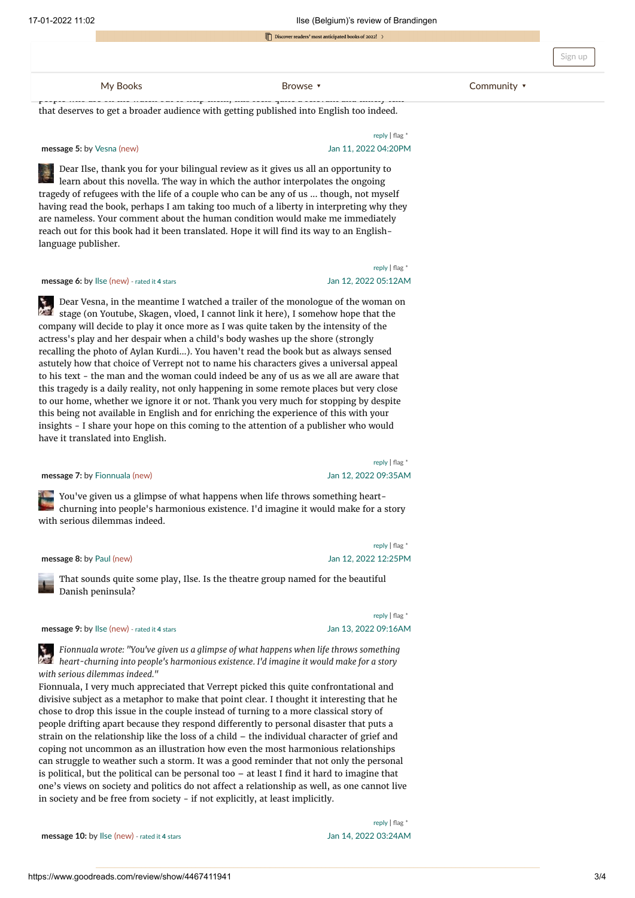that deserves to get a broader audience with getting published into English too indeed.

reply | flag *

**message 5:** by Vesna (new) Jan 11, 2022 04:20PM

Dear Ilse, thank you for your bilingual review as it gives us all an opportunity to learn about this novella. The way in which the author interpolates the ongoing tragedy of refugees with the life of a couple who can be any of us ... though, not myself having read the book, perhaps I am taking too much of a liberty in interpreting why they are nameless. Your comment about the human condition would make me immediately reach out for this book had it been translated. Hope it will find its way to an English-language publisher.

reply | flag *

**message 6:** by Ilse (new) - rated it 4 stars Jan 12, 2022 05:12AM

Dear Vesna, in the meantime I watched a trailer of the monologue of the woman on stage (on Youtube, Skagen, vloed, I cannot link it here), I somehow hope that the company will decide to play it once more as I was quite taken by the intensity of the actress's play and her despair when a child's body washes up the shore (strongly recalling the photo of Aylan Kurdi...). You haven't read the book but as always sensed astutely how that choice of Verrept not to name his characters gives a universal appeal to his text - the man and the woman could indeed be any of us as we all are aware that this tragedy is a daily reality, not only happening in some remote places but very close to our home, whether we ignore it or not. Thank you very much for stopping by despite this being not available in English and for enriching the experience of this with your insights - I share your hope on this coming to the attention of a publisher who would have it translated into English.

reply | flag *

**message 7:** by Fionnuala (new) Jan 12, 2022 09:35AM

You've given us a glimpse of what happens when life throws something heart-churning into people's harmonious existence. I'd imagine it would make for a story with serious dilemmas indeed.

reply | flag *

**message 8:** by Paul (new) Jan 12, 2022 12:25PM

That sounds quite some play, Ilse. Is the theatre group named for the beautiful Danish peninsula?

reply | flag *

**message 9:** by Ilse (new) - rated it 4 stars Jan 13, 2022 09:16AM

*Fionnuala wrote: "You've given us a glimpse of what happens when life throws something heart-churning into people's harmonious existence. I'd imagine it would make for a story with serious dilemmas indeed."*

Fionnuala, I very much appreciated that Verrept picked this quite confrontational and divisive subject as a metaphor to make that point clear. I thought it interesting that he chose to drop this issue in the couple instead of turning to a more classical story of people drifting apart because they respond differently to personal disaster that puts a strain on the relationship like the loss of a child – the individual character of grief and coping not uncommon as an illustration how even the most harmonious relationships can struggle to weather such a storm. It was a good reminder that not only the personal is political, but the political can be personal too – at least I find it hard to imagine that one's views on society and politics do not affect a relationship as well, as one cannot live in society and be free from society - if not explicitly, at least implicitly.

reply | flag *

**message 10:** by Ilse (new) - rated it 4 stars Jan 14, 2022 03:24AM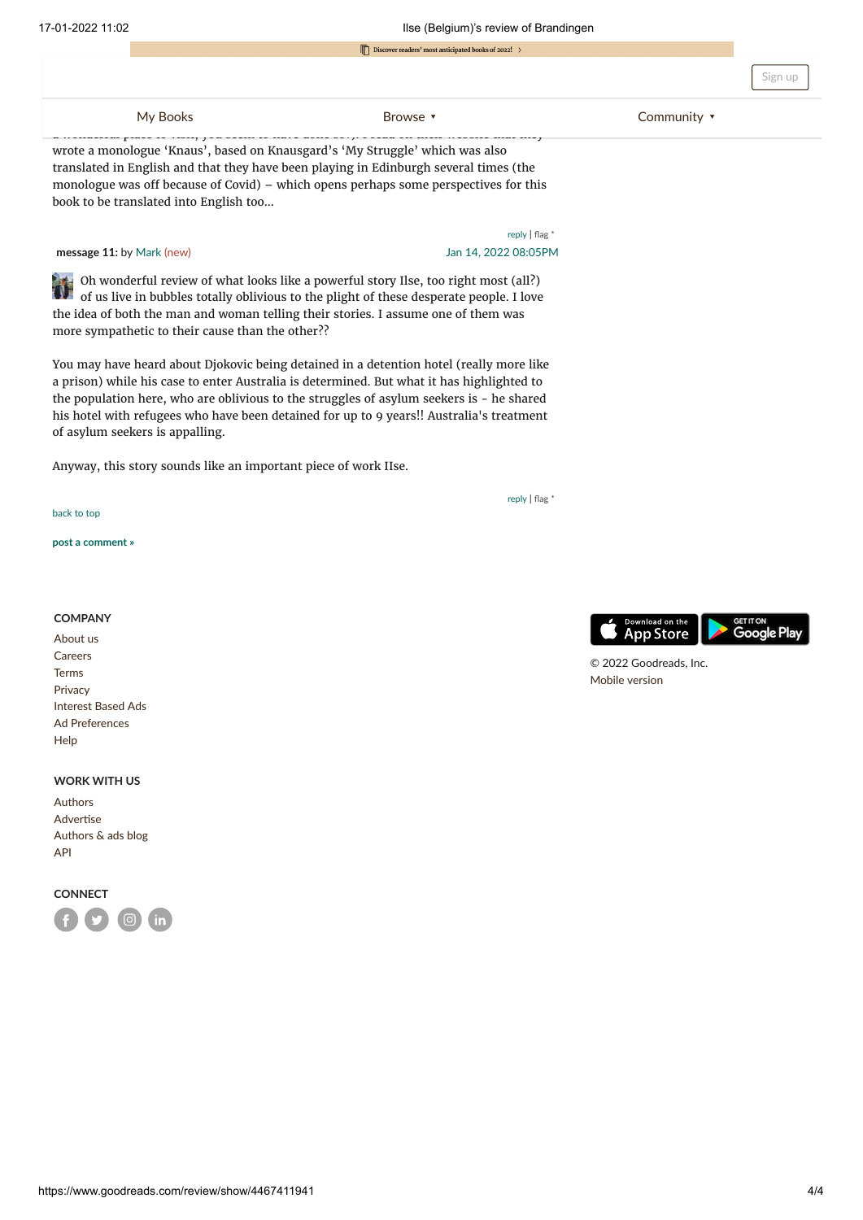wrote a monologue 'Knaus', based on Knausgard's 'My Struggle' which was also translated in English and that they have been playing in Edinburgh several times (the monologue was off because of Covid) – which opens perhaps some perspectives for this book to be translated into English too...

reply | flag *

**message 11:** by Mark (new) Jan 14, 2022 08:05PM

Oh wonderful review of what looks like a powerful story Ilse, too right most (all?) of us live in bubbles totally oblivious to the plight of these desperate people. I love the idea of both the man and woman telling their stories. I assume one of them was more sympathetic to their cause than the other??

You may have heard about Djokovic being detained in a detention hotel (really more like a prison) while his case to enter Australia is determined. But what it has highlighted to the population here, who are oblivious to the struggles of asylum seekers is - he shared his hotel with refugees who have been detained for up to 9 years!! Australia's treatment of asylum seekers is appalling.

Anyway, this story sounds like an important piece of work IIse.

reply | flag *

back to top

post a comment »